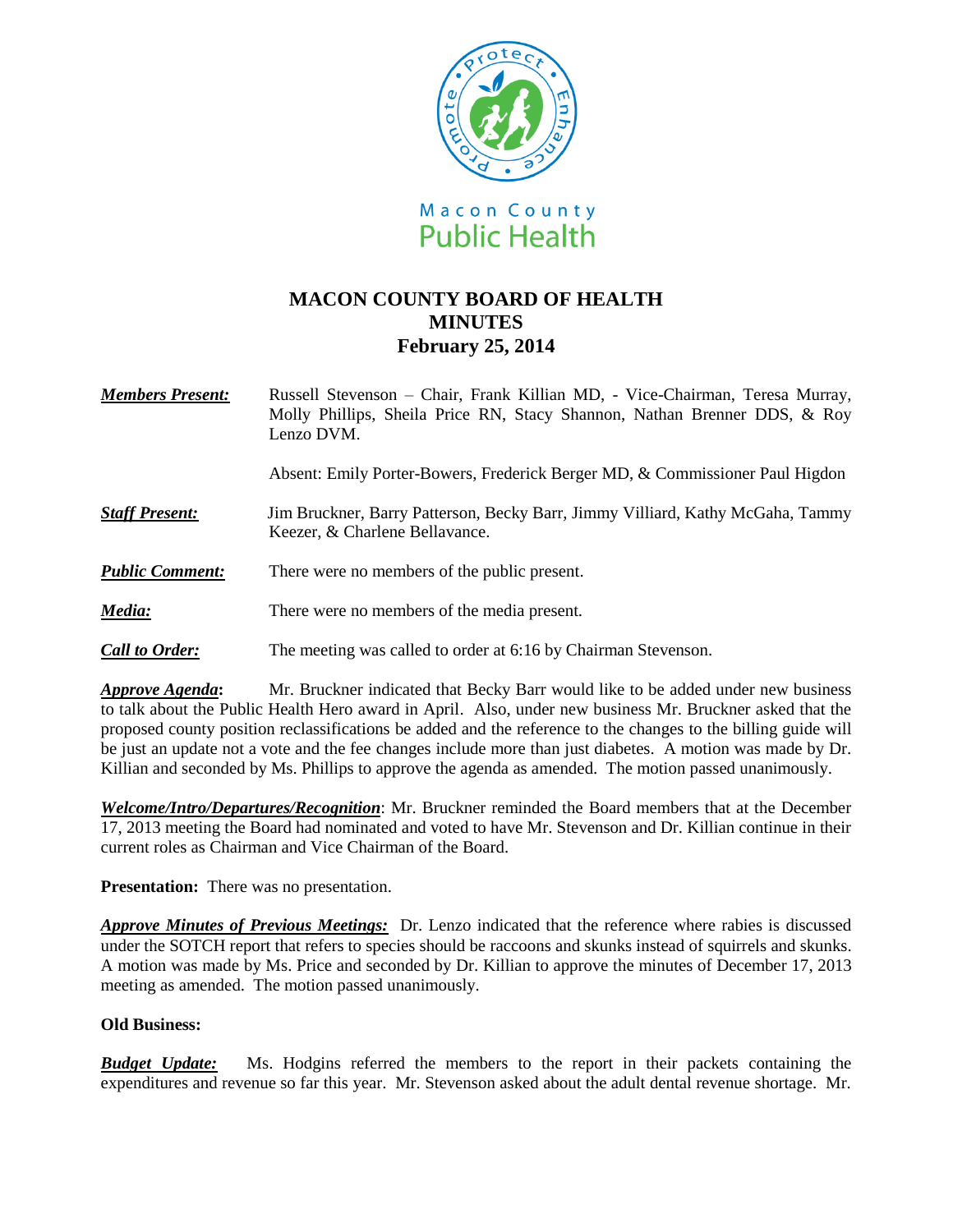Macon County Public Health

# MACON COUNTY BOARD OF HEALTH MINUTES
## February 25, 2014

***Members Present:*** Russell Stevenson – Chair, Frank Killian MD, - Vice-Chairman, Teresa Murray, Molly Phillips, Sheila Price RN, Stacy Shannon, Nathan Brenner DDS, & Roy Lenzo DVM.

Absent: Emily Porter-Bowers, Frederick Berger MD, & Commissioner Paul Higdon

***Staff Present:*** Jim Bruckner, Barry Patterson, Becky Barr, Jimmy Villiard, Kathy McGaha, Tammy Keezer, & Charlene Bellavance.

***Public Comment:*** There were no members of the public present.

***Media:*** There were no members of the media present.

***Call to Order:*** The meeting was called to order at 6:16 by Chairman Stevenson.

***Approve Agenda*:** Mr. Bruckner indicated that Becky Barr would like to be added under new business to talk about the Public Health Hero award in April. Also, under new business Mr. Bruckner asked that the proposed county position reclassifications be added and the reference to the changes to the billing guide will be just an update not a vote and the fee changes include more than just diabetes. A motion was made by Dr. Killian and seconded by Ms. Phillips to approve the agenda as amended. The motion passed unanimously.

***Welcome/Intro/Departures/Recognition***: Mr. Bruckner reminded the Board members that at the December 17, 2013 meeting the Board had nominated and voted to have Mr. Stevenson and Dr. Killian continue in their current roles as Chairman and Vice Chairman of the Board.

**Presentation:** There was no presentation.

***Approve Minutes of Previous Meetings:*** Dr. Lenzo indicated that the reference where rabies is discussed under the SOTCH report that refers to species should be raccoons and skunks instead of squirrels and skunks. A motion was made by Ms. Price and seconded by Dr. Killian to approve the minutes of December 17, 2013 meeting as amended. The motion passed unanimously.

**Old Business:**

***Budget Update:*** Ms. Hodgins referred the members to the report in their packets containing the expenditures and revenue so far this year. Mr. Stevenson asked about the adult dental revenue shortage. Mr.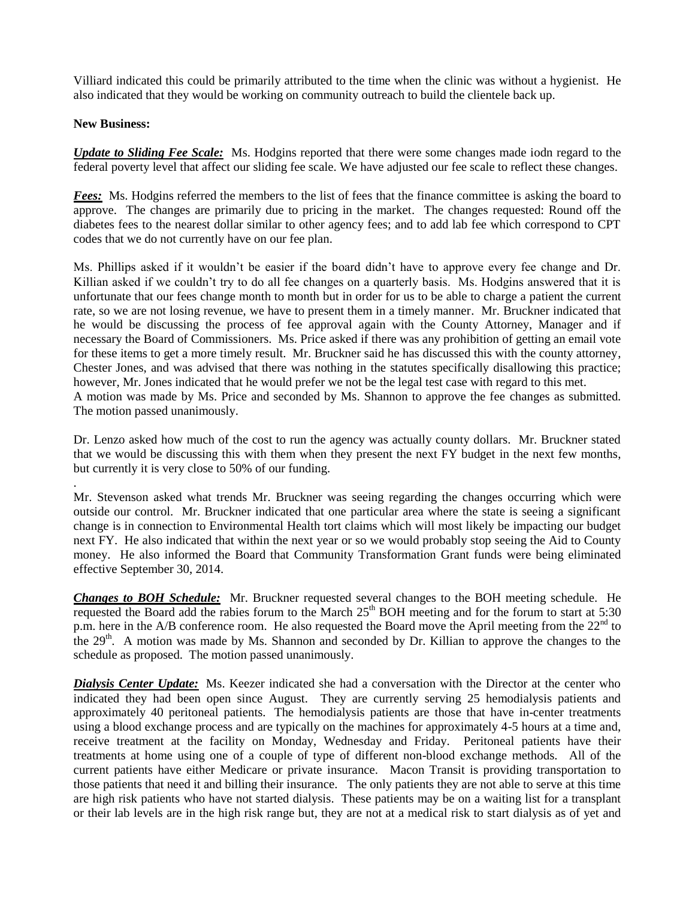Villiard indicated this could be primarily attributed to the time when the clinic was without a hygienist. He also indicated that they would be working on community outreach to build the clientele back up.

**New Business:**

***Update to Sliding Fee Scale:*** Ms. Hodgins reported that there were some changes made iodn regard to the federal poverty level that affect our sliding fee scale. We have adjusted our fee scale to reflect these changes.

***Fees:*** Ms. Hodgins referred the members to the list of fees that the finance committee is asking the board to approve. The changes are primarily due to pricing in the market. The changes requested: Round off the diabetes fees to the nearest dollar similar to other agency fees; and to add lab fee which correspond to CPT codes that we do not currently have on our fee plan.

Ms. Phillips asked if it wouldn't be easier if the board didn't have to approve every fee change and Dr. Killian asked if we couldn't try to do all fee changes on a quarterly basis. Ms. Hodgins answered that it is unfortunate that our fees change month to month but in order for us to be able to charge a patient the current rate, so we are not losing revenue, we have to present them in a timely manner. Mr. Bruckner indicated that he would be discussing the process of fee approval again with the County Attorney, Manager and if necessary the Board of Commissioners. Ms. Price asked if there was any prohibition of getting an email vote for these items to get a more timely result. Mr. Bruckner said he has discussed this with the county attorney, Chester Jones, and was advised that there was nothing in the statutes specifically disallowing this practice; however, Mr. Jones indicated that he would prefer we not be the legal test case with regard to this met.
A motion was made by Ms. Price and seconded by Ms. Shannon to approve the fee changes as submitted. The motion passed unanimously.

Dr. Lenzo asked how much of the cost to run the agency was actually county dollars. Mr. Bruckner stated that we would be discussing this with them when they present the next FY budget in the next few months, but currently it is very close to 50% of our funding.

.
Mr. Stevenson asked what trends Mr. Bruckner was seeing regarding the changes occurring which were outside our control. Mr. Bruckner indicated that one particular area where the state is seeing a significant change is in connection to Environmental Health tort claims which will most likely be impacting our budget next FY. He also indicated that within the next year or so we would probably stop seeing the Aid to County money. He also informed the Board that Community Transformation Grant funds were being eliminated effective September 30, 2014.

***Changes to BOH Schedule:*** Mr. Bruckner requested several changes to the BOH meeting schedule. He requested the Board add the rabies forum to the March 25th BOH meeting and for the forum to start at 5:30 p.m. here in the A/B conference room. He also requested the Board move the April meeting from the 22nd to the 29th. A motion was made by Ms. Shannon and seconded by Dr. Killian to approve the changes to the schedule as proposed. The motion passed unanimously.

***Dialysis Center Update:*** Ms. Keezer indicated she had a conversation with the Director at the center who indicated they had been open since August. They are currently serving 25 hemodialysis patients and approximately 40 peritoneal patients. The hemodialysis patients are those that have in-center treatments using a blood exchange process and are typically on the machines for approximately 4-5 hours at a time and, receive treatment at the facility on Monday, Wednesday and Friday. Peritoneal patients have their treatments at home using one of a couple of type of different non-blood exchange methods. All of the current patients have either Medicare or private insurance. Macon Transit is providing transportation to those patients that need it and billing their insurance. The only patients they are not able to serve at this time are high risk patients who have not started dialysis. These patients may be on a waiting list for a transplant or their lab levels are in the high risk range but, they are not at a medical risk to start dialysis as of yet and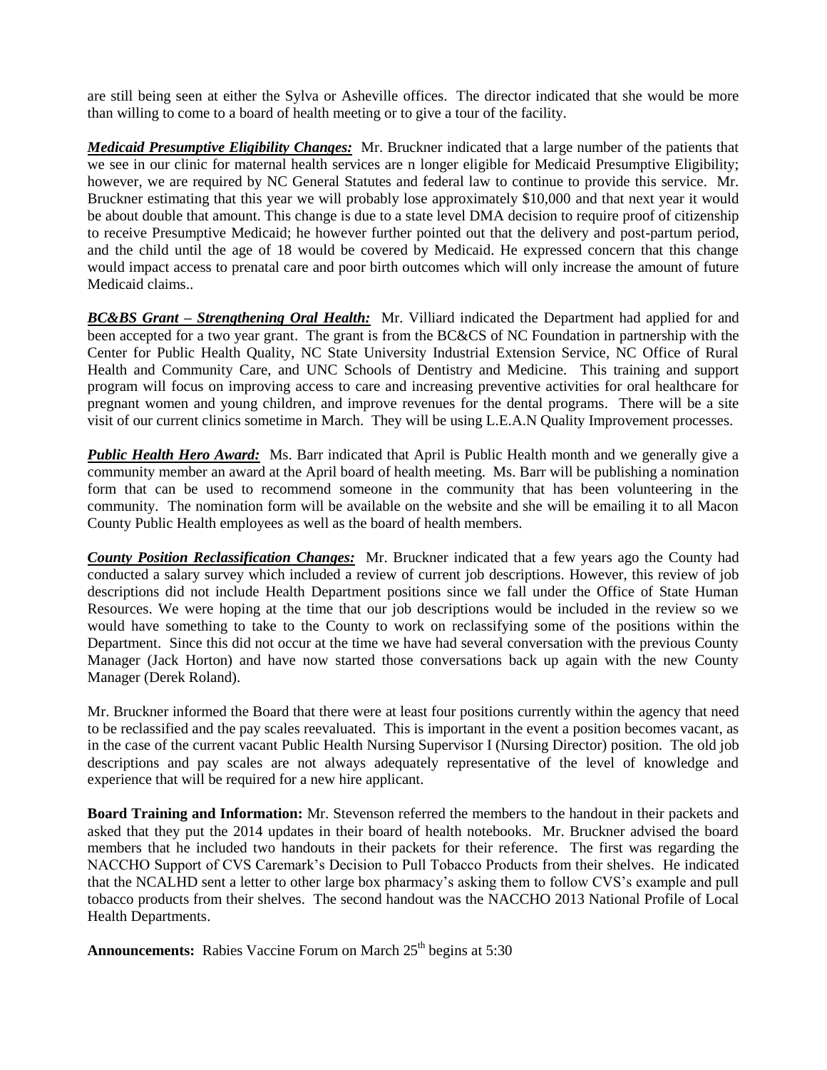are still being seen at either the Sylva or Asheville offices. The director indicated that she would be more than willing to come to a board of health meeting or to give a tour of the facility.

***Medicaid Presumptive Eligibility Changes:*** Mr. Bruckner indicated that a large number of the patients that we see in our clinic for maternal health services are n longer eligible for Medicaid Presumptive Eligibility; however, we are required by NC General Statutes and federal law to continue to provide this service. Mr. Bruckner estimating that this year we will probably lose approximately $10,000 and that next year it would be about double that amount. This change is due to a state level DMA decision to require proof of citizenship to receive Presumptive Medicaid; he however further pointed out that the delivery and post-partum period, and the child until the age of 18 would be covered by Medicaid. He expressed concern that this change would impact access to prenatal care and poor birth outcomes which will only increase the amount of future Medicaid claims..

***BC&BS Grant – Strengthening Oral Health:*** Mr. Villiard indicated the Department had applied for and been accepted for a two year grant. The grant is from the BC&CS of NC Foundation in partnership with the Center for Public Health Quality, NC State University Industrial Extension Service, NC Office of Rural Health and Community Care, and UNC Schools of Dentistry and Medicine. This training and support program will focus on improving access to care and increasing preventive activities for oral healthcare for pregnant women and young children, and improve revenues for the dental programs. There will be a site visit of our current clinics sometime in March. They will be using L.E.A.N Quality Improvement processes.

***Public Health Hero Award:*** Ms. Barr indicated that April is Public Health month and we generally give a community member an award at the April board of health meeting. Ms. Barr will be publishing a nomination form that can be used to recommend someone in the community that has been volunteering in the community. The nomination form will be available on the website and she will be emailing it to all Macon County Public Health employees as well as the board of health members.

***County Position Reclassification Changes:*** Mr. Bruckner indicated that a few years ago the County had conducted a salary survey which included a review of current job descriptions. However, this review of job descriptions did not include Health Department positions since we fall under the Office of State Human Resources. We were hoping at the time that our job descriptions would be included in the review so we would have something to take to the County to work on reclassifying some of the positions within the Department. Since this did not occur at the time we have had several conversation with the previous County Manager (Jack Horton) and have now started those conversations back up again with the new County Manager (Derek Roland).

Mr. Bruckner informed the Board that there were at least four positions currently within the agency that need to be reclassified and the pay scales reevaluated. This is important in the event a position becomes vacant, as in the case of the current vacant Public Health Nursing Supervisor I (Nursing Director) position. The old job descriptions and pay scales are not always adequately representative of the level of knowledge and experience that will be required for a new hire applicant.

**Board Training and Information:** Mr. Stevenson referred the members to the handout in their packets and asked that they put the 2014 updates in their board of health notebooks. Mr. Bruckner advised the board members that he included two handouts in their packets for their reference. The first was regarding the NACCHO Support of CVS Caremark's Decision to Pull Tobacco Products from their shelves. He indicated that the NCALHD sent a letter to other large box pharmacy's asking them to follow CVS's example and pull tobacco products from their shelves. The second handout was the NACCHO 2013 National Profile of Local Health Departments.

**Announcements:** Rabies Vaccine Forum on March 25th begins at 5:30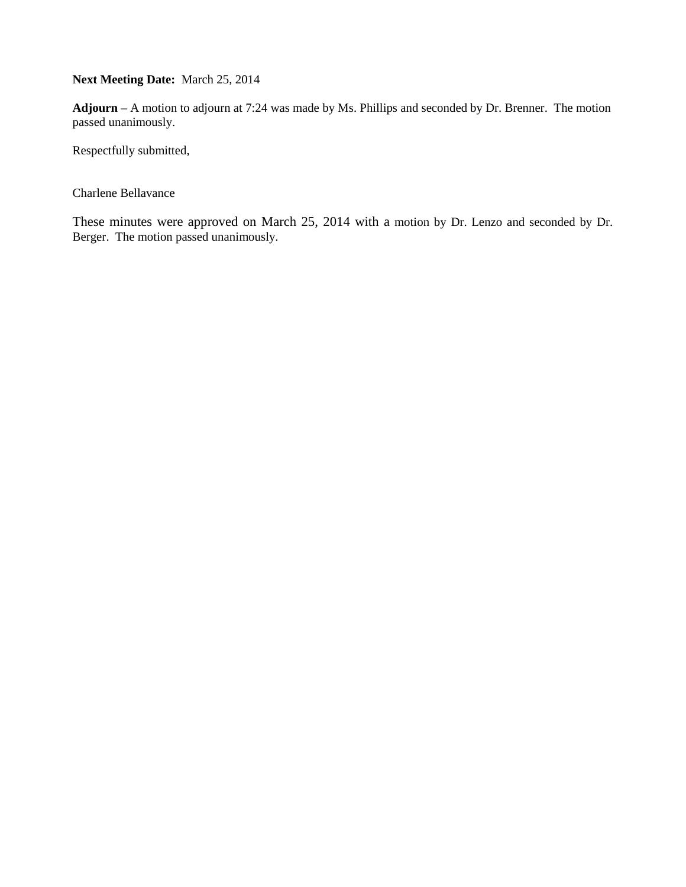**Next Meeting Date:** March 25, 2014

**Adjourn –** A motion to adjourn at 7:24 was made by Ms. Phillips and seconded by Dr. Brenner. The motion passed unanimously.

Respectfully submitted,

Charlene Bellavance

These minutes were approved on March 25, 2014 with a motion by Dr. Lenzo and seconded by Dr. Berger. The motion passed unanimously.